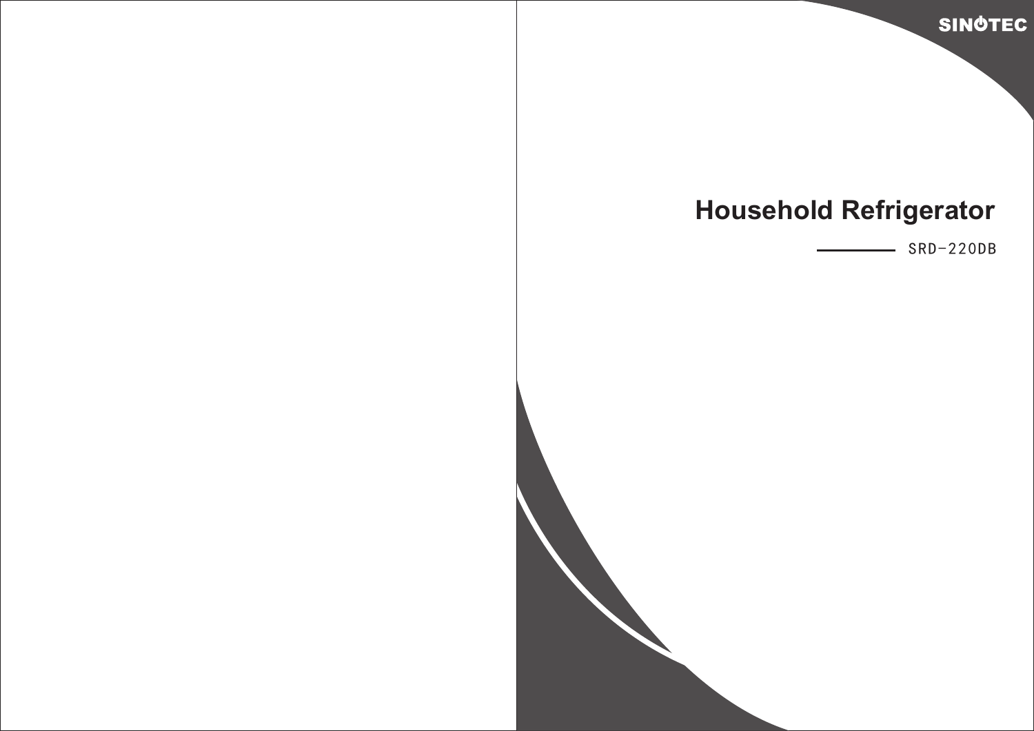SINOTEC

# Household Refrigerator

SRD-220DB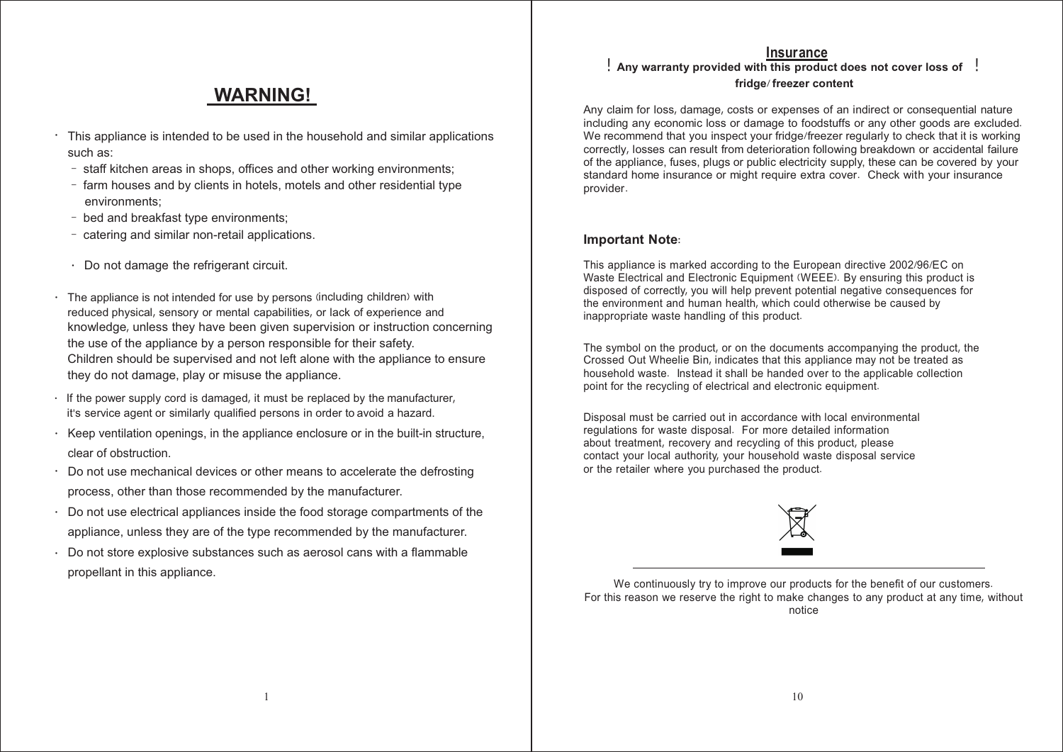## WARNING!

- This appliance is intended to be used in the household and similar applications such as:
  - staff kitchen areas in shops, offices and other working environments;
  - farm houses and by clients in hotels, motels and other residential type environments;
  - bed and breakfast type environments;
  - catering and similar non-retail applications.
- Do not damage the refrigerant circuit.
- The appliance is not intended for use by persons (including children) with reduced physical, sensory or mental capabilities, or lack of experience and knowledge, unless they have been given supervision or instruction concerning the use of the appliance by a person responsible for their safety. Children should be supervised and not left alone with the appliance to ensure they do not damage, play or misuse the appliance.
- If the power supply cord is damaged, it must be replaced by the manufacturer, it's service agent or similarly qualified persons in order to avoid a hazard.
- Keep ventilation openings, in the appliance enclosure or in the built-in structure, clear of obstruction.
- Do not use mechanical devices or other means to accelerate the defrosting process, other than those recommended by the manufacturer.
- Do not use electrical appliances inside the food storage compartments of the appliance, unless they are of the type recommended by the manufacturer.
- Do not store explosive substances such as aerosol cans with a flammable propellant in this appliance.

## Insurance

**! Any warranty provided with this product does not cover loss of fridge/ freezer content !**

Any claim for loss, damage, costs or expenses of an indirect or consequential nature including any economic loss or damage to foodstuffs or any other goods are excluded. We recommend that you inspect your fridge/freezer regularly to check that it is working correctly, losses can result from deterioration following breakdown or accidental failure of the appliance, fuses, plugs or public electricity supply, these can be covered by your standard home insurance or might require extra cover. Check with your insurance provider.

### Important Note:

This appliance is marked according to the European directive 2002/96/EC on Waste Electrical and Electronic Equipment (WEEE). By ensuring this product is disposed of correctly, you will help prevent potential negative consequences for the environment and human health, which could otherwise be caused by inappropriate waste handling of this product.

The symbol on the product, or on the documents accompanying the product, the Crossed Out Wheelie Bin, indicates that this appliance may not be treated as household waste. Instead it shall be handed over to the applicable collection point for the recycling of electrical and electronic equipment.

Disposal must be carried out in accordance with local environmental regulations for waste disposal. For more detailed information about treatment, recovery and recycling of this product, please contact your local authority, your household waste disposal service or the retailer where you purchased the product.

---

We continuously try to improve our products for the benefit of our customers. For this reason we reserve the right to make changes to any product at any time, without notice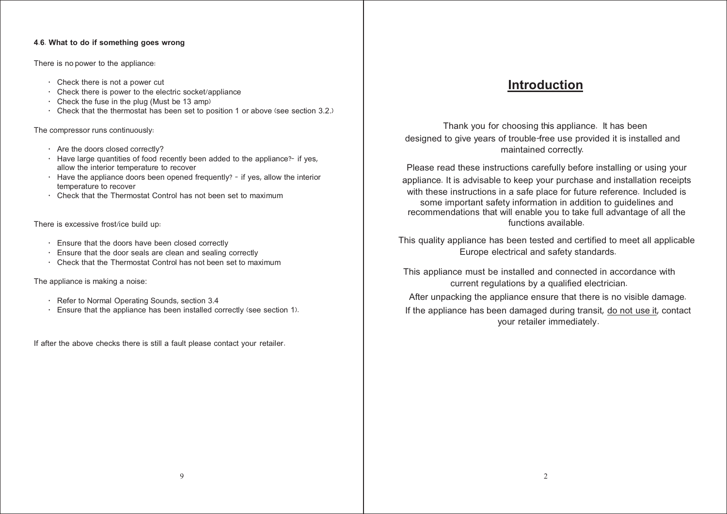### 4.6. What to do if something goes wrong

There is no power to the appliance:

- Check there is not a power cut
- Check there is power to the electric socket/appliance
- Check the fuse in the plug (Must be 13 amp)
- Check that the thermostat has been set to position 1 or above (see section 3.2.)

The compressor runs continuously:

- Are the doors closed correctly?
- Have large quantities of food recently been added to the appliance?- if yes, allow the interior temperature to recover
- Have the appliance doors been opened frequently? - if yes, allow the interior temperature to recover
- Check that the Thermostat Control has not been set to maximum

There is excessive frost/ice build up:

- Ensure that the doors have been closed correctly
- Ensure that the door seals are clean and sealing correctly
- Check that the Thermostat Control has not been set to maximum

The appliance is making a noise:

- Refer to Normal Operating Sounds, section 3.4
- Ensure that the appliance has been installed correctly (see section 1).

If after the above checks there is still a fault please contact your retailer.

# Introduction

Thank you for choosing this appliance. It has been designed to give years of trouble-free use provided it is installed and maintained correctly.

Please read these instructions carefully before installing or using your appliance. It is advisable to keep your purchase and installation receipts with these instructions in a safe place for future reference. Included is some important safety information in addition to guidelines and recommendations that will enable you to take full advantage of all the functions available.

This quality appliance has been tested and certified to meet all applicable Europe electrical and safety standards.

This appliance must be installed and connected in accordance with current regulations by a qualified electrician.

After unpacking the appliance ensure that there is no visible damage.

If the appliance has been damaged during transit, <u>do not use it</u>, contact your retailer immediately.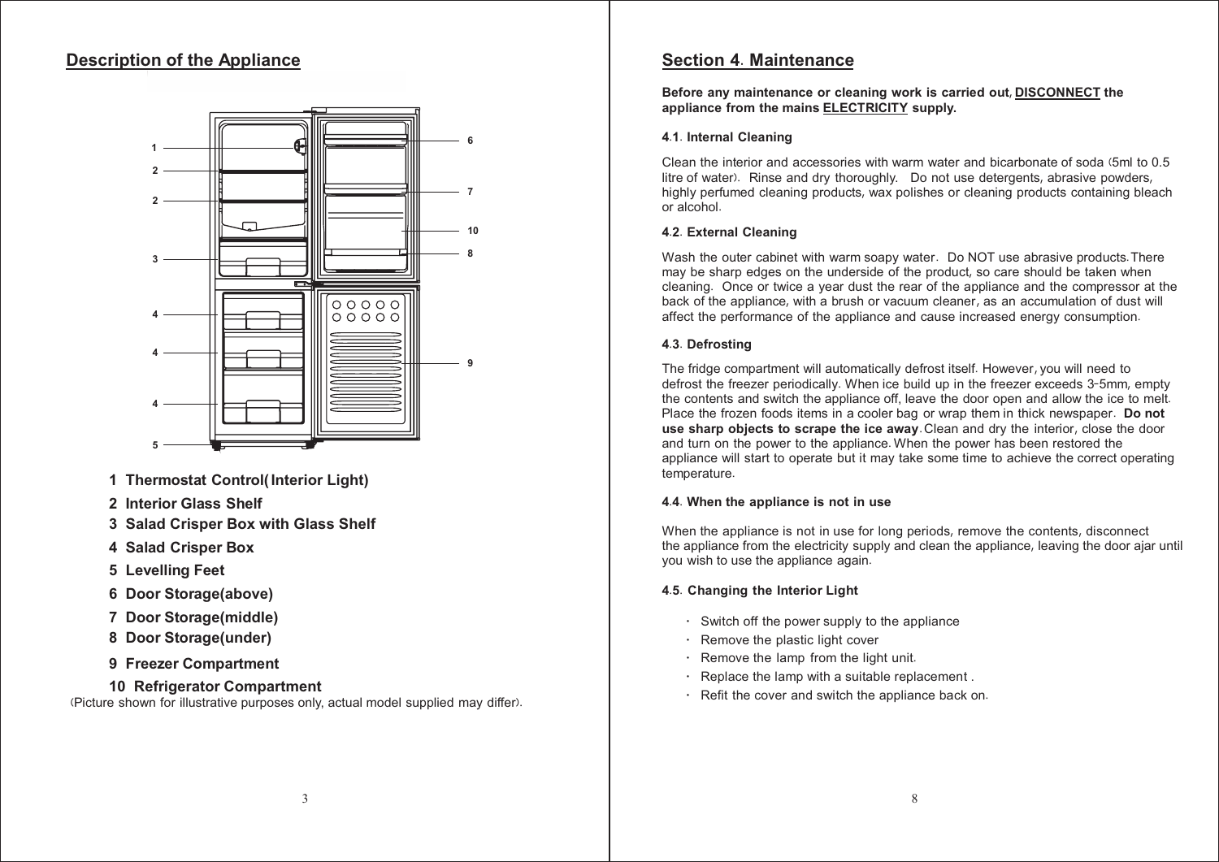## Description of the Appliance

1 Thermostat Control( Interior Light)

2 Interior Glass Shelf

3 Salad Crisper Box with Glass Shelf

4 Salad Crisper Box

5 Levelling Feet

6 Door Storage(above)

7 Door Storage(middle)

8 Door Storage(under)

9 Freezer Compartment

10 Refrigerator Compartment

(Picture shown for illustrative purposes only, actual model supplied may differ).

## Section 4. Maintenance

**Before any maintenance or cleaning work is carried out, DISCONNECT the appliance from the mains ELECTRICITY supply.**

### 4.1. Internal Cleaning

Clean the interior and accessories with warm water and bicarbonate of soda (5ml to 0.5 litre of water). Rinse and dry thoroughly. Do not use detergents, abrasive powders, highly perfumed cleaning products, wax polishes or cleaning products containing bleach or alcohol.

### 4.2. External Cleaning

Wash the outer cabinet with warm soapy water. Do NOT use abrasive products.There may be sharp edges on the underside of the product, so care should be taken when cleaning. Once or twice a year dust the rear of the appliance and the compressor at the back of the appliance, with a brush or vacuum cleaner, as an accumulation of dust will affect the performance of the appliance and cause increased energy consumption.

### 4.3. Defrosting

The fridge compartment will automatically defrost itself. However, you will need to defrost the freezer periodically. When ice build up in the freezer exceeds 3-5mm, empty the contents and switch the appliance off, leave the door open and allow the ice to melt. Place the frozen foods items in a cooler bag or wrap them in thick newspaper. **Do not use sharp objects to scrape the ice away**. Clean and dry the interior, close the door and turn on the power to the appliance. When the power has been restored the appliance will start to operate but it may take some time to achieve the correct operating temperature.

### 4.4. When the appliance is not in use

When the appliance is not in use for long periods, remove the contents, disconnect the appliance from the electricity supply and clean the appliance, leaving the door ajar until you wish to use the appliance again.

### 4.5. Changing the Interior Light

- Switch off the power supply to the appliance
- Remove the plastic light cover
- Remove the lamp from the light unit.
- Replace the lamp with a suitable replacement .
- Refit the cover and switch the appliance back on.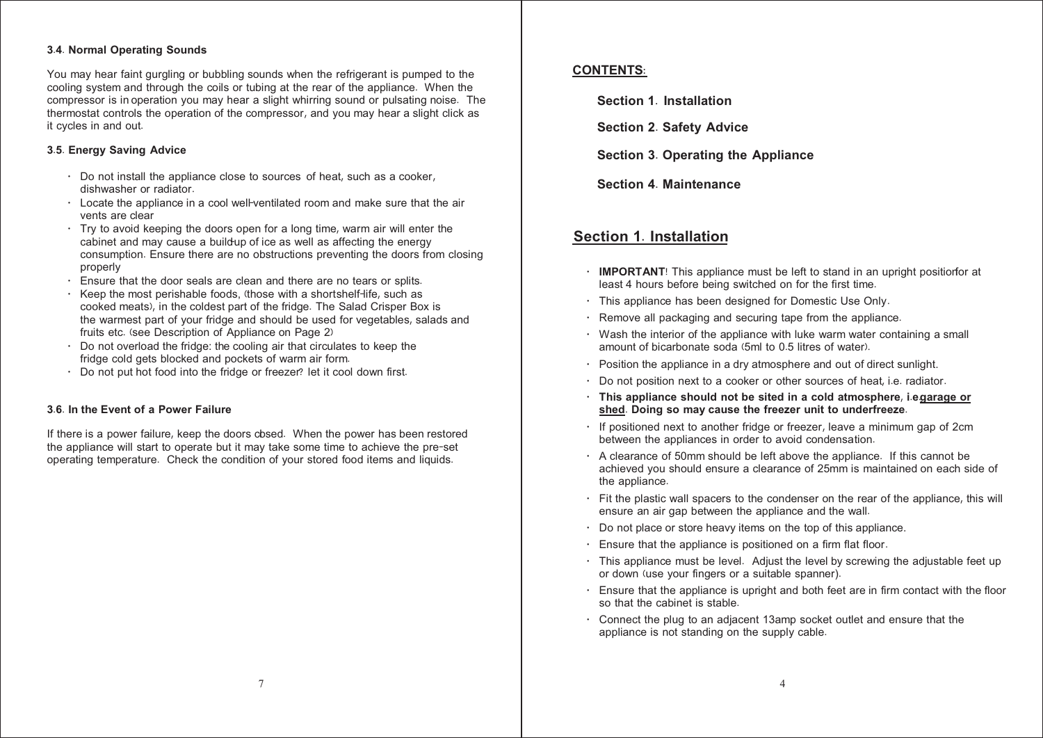### 3.4. Normal Operating Sounds

You may hear faint gurgling or bubbling sounds when the refrigerant is pumped to the cooling system and through the coils or tubing at the rear of the appliance. When the compressor is in operation you may hear a slight whirring sound or pulsating noise. The thermostat controls the operation of the compressor, and you may hear a slight click as it cycles in and out.

### 3.5. Energy Saving Advice

- Do not install the appliance close to sources of heat, such as a cooker, dishwasher or radiator.
- Locate the appliance in a cool well-ventilated room and make sure that the air vents are clear
- Try to avoid keeping the doors open for a long time, warm air will enter the cabinet and may cause a build-up of ice as well as affecting the energy consumption. Ensure there are no obstructions preventing the doors from closing properly
- Ensure that the door seals are clean and there are no tears or splits.
- Keep the most perishable foods, (those with a short shelf-life, such as cooked meats), in the coldest part of the fridge. The Salad Crisper Box is the warmest part of your fridge and should be used for vegetables, salads and fruits etc. (see Description of Appliance on Page 2)
- Do not overload the fridge: the cooling air that circulates to keep the fridge cold gets blocked and pockets of warm air form.
- Do not put hot food into the fridge or freezer? let it cool down first.

### 3.6. In the Event of a Power Failure

If there is a power failure, keep the doors closed. When the power has been restored the appliance will start to operate but it may take some time to achieve the pre-set operating temperature. Check the condition of your stored food items and liquids.

**CONTENTS:**

**Section 1. Installation**

**Section 2. Safety Advice**

**Section 3. Operating the Appliance**

**Section 4. Maintenance**

## Section 1. Installation

- **IMPORTANT!** This appliance must be left to stand in an upright position for at least 4 hours before being switched on for the first time.
- This appliance has been designed for Domestic Use Only.
- Remove all packaging and securing tape from the appliance.
- Wash the interior of the appliance with luke warm water containing a small amount of bicarbonate soda (5ml to 0.5 litres of water).
- Position the appliance in a dry atmosphere and out of direct sunlight.
- Do not position next to a cooker or other sources of heat, i.e. radiator.
- **This appliance should not be sited in a cold atmosphere, i.e. garage or shed. Doing so may cause the freezer unit to underfreeze.**
- If positioned next to another fridge or freezer, leave a minimum gap of 2cm between the appliances in order to avoid condensation.
- A clearance of 50mm should be left above the appliance. If this cannot be achieved you should ensure a clearance of 25mm is maintained on each side of the appliance.
- Fit the plastic wall spacers to the condenser on the rear of the appliance, this will ensure an air gap between the appliance and the wall.
- Do not place or store heavy items on the top of this appliance.
- Ensure that the appliance is positioned on a firm flat floor.
- This appliance must be level. Adjust the level by screwing the adjustable feet up or down (use your fingers or a suitable spanner).
- Ensure that the appliance is upright and both feet are in firm contact with the floor so that the cabinet is stable.
- Connect the plug to an adjacent 13amp socket outlet and ensure that the appliance is not standing on the supply cable.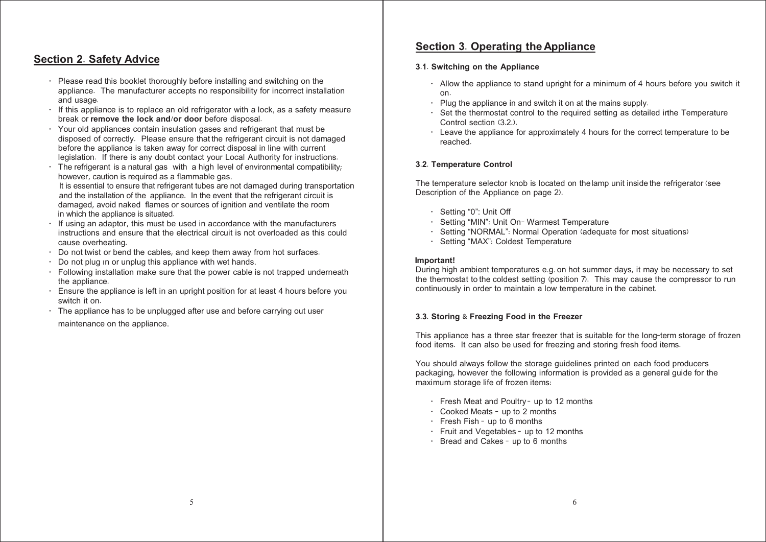## Section 2. Safety Advice

- Please read this booklet thoroughly before installing and switching on the appliance. The manufacturer accepts no responsibility for incorrect installation and usage.
- If this appliance is to replace an old refrigerator with a lock, as a safety measure break or **remove the lock and/or door** before disposal.
- Your old appliances contain insulation gases and refrigerant that must be disposed of correctly. Please ensure that the refrigerant circuit is not damaged before the appliance is taken away for correct disposal in line with current legislation. If there is any doubt contact your Local Authority for instructions.
- The refrigerant is a natural gas with a high level of environmental compatibility; however, caution is required as a flammable gas.
  It is essential to ensure that refrigerant tubes are not damaged during transportation and the installation of the appliance. In the event that the refrigerant circuit is damaged, avoid naked flames or sources of ignition and ventilate the room in which the appliance is situated.
- If using an adaptor, this must be used in accordance with the manufacturers instructions and ensure that the electrical circuit is not overloaded as this could cause overheating.
- Do not twist or bend the cables, and keep them away from hot surfaces.
- Do not plug in or unplug this appliance with wet hands.
- Following installation make sure that the power cable is not trapped underneath the appliance.
- Ensure the appliance is left in an upright position for at least 4 hours before you switch it on.
- The appliance has to be unplugged after use and before carrying out user maintenance on the appliance.

## Section 3. Operating the Appliance

### 3.1. Switching on the Appliance

- Allow the appliance to stand upright for a minimum of 4 hours before you switch it on.
- Plug the appliance in and switch it on at the mains supply.
- Set the thermostat control to the required setting as detailed in the Temperature Control section (3.2.).
- Leave the appliance for approximately 4 hours for the correct temperature to be reached.

### 3.2. Temperature Control

The temperature selector knob is located on the lamp unit inside the refrigerator (see Description of the Appliance on page 2).

- Setting "0": Unit Off
- Setting "MIN": Unit On- Warmest Temperature
- Setting "NORMAL": Normal Operation (adequate for most situations)
- Setting "MAX": Coldest Temperature

**Important!**
During high ambient temperatures e.g. on hot summer days, it may be necessary to set the thermostat to the coldest setting (position 7). This may cause the compressor to run continuously in order to maintain a low temperature in the cabinet.

### 3.3. Storing & Freezing Food in the Freezer

This appliance has a three star freezer that is suitable for the long-term storage of frozen food items. It can also be used for freezing and storing fresh food items.

You should always follow the storage guidelines printed on each food producers packaging, however the following information is provided as a general guide for the maximum storage life of frozen items:

- Fresh Meat and Poultry - up to 12 months
- Cooked Meats - up to 2 months
- Fresh Fish - up to 6 months
- Fruit and Vegetables - up to 12 months
- Bread and Cakes - up to 6 months